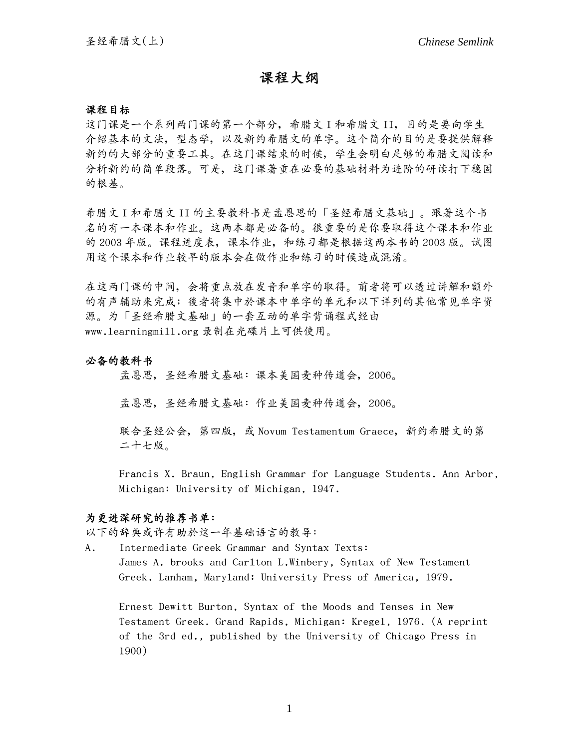# 课程大纲

**课程目标**

这门课是一个系列两门课的第一个部分，希腊文 I 和希腊文 II，目的是要向学生介绍基本的文法，型态学，以及新约希腊文的单字。这个简介的目的是要提供解释新约的大部分的重要工具。在这门课结束的时候，学生会明白足够的希腊文阅读和分析新约的简单段落。可是，这门课著重在必要的基础材料为进阶的研读打下稳固的根基。

希腊文 I 和希腊文 II 的主要教科书是孟恩思的「圣经希腊文基础」。跟著这个书名的有一本课本和作业。这两本都是必备的。很重要的是你要取得这个课本和作业的 2003 年版。课程进度表，课本作业，和练习都是根据这两本书的 2003 版。试图用这个课本和作业较早的版本会在做作业和练习的时候造成混淆。

在这两门课的中间，会将重点放在发音和单字的取得。前者将可以透过讲解和额外的有声辅助来完成；後者将集中於课本中单字的单元和以下详列的其他常见单字资源。为「圣经希腊文基础」的一套互动的单字背诵程式经由 www.1earningmi11.org 录制在光碟片上可供使用。

**必备的教科书**

孟恩思，圣经希腊文基础：课本美国麦种传道会，2006。

孟恩思，圣经希腊文基础：作业美国麦种传道会，2006。

联合圣经公会，第四版，或 Novum Testamentum Graece，新约希腊文的第二十七版。

Francis X. Braun, English Grammar for Language Students. Ann Arbor, Michigan: University of Michigan, 1947.

**为更进深研究的推荐书单：**

以下的辞典或许有助於这一年基础语言的教导：

A. Intermediate Greek Grammar and Syntax Texts:

James A. brooks and Car1ton L.Winbery, Syntax of New Testament Greek. Lanham, Mary1and: University Press of America, 1979.

Ernest Dewitt Burton, Syntax of the Moods and Tenses in New Testament Greek. Grand Rapids, Michigan: Krege1, 1976. (A reprint of the 3rd ed., published by the University of Chicago Press in 1900)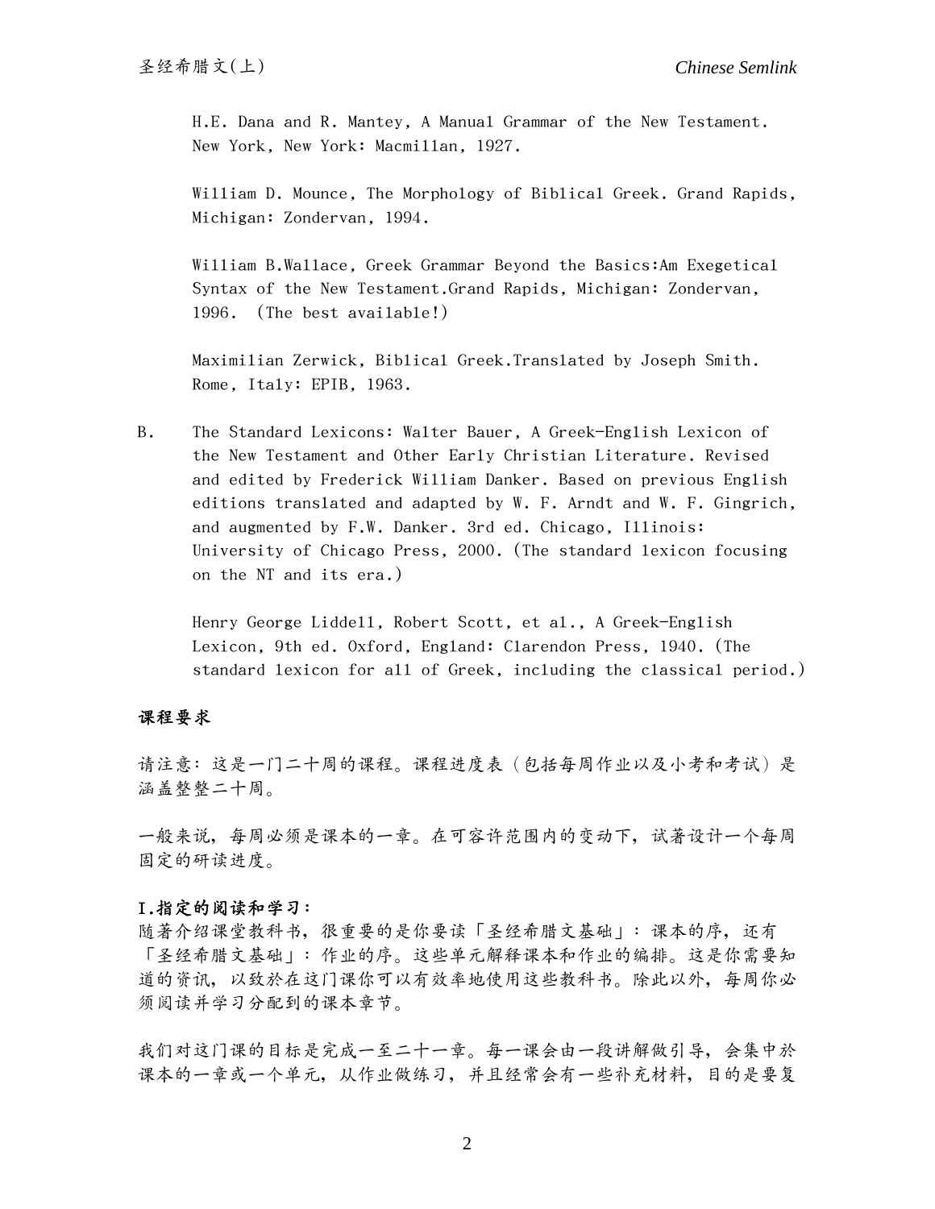H.E. Dana and R. Mantey, A Manual Grammar of the New Testament. New York, New York: Macmillan, 1927.

William D. Mounce, The Morphology of Biblical Greek. Grand Rapids, Michigan: Zondervan, 1994.

William B.Wallace, Greek Grammar Beyond the Basics:Am Exegetical Syntax of the New Testament.Grand Rapids, Michigan: Zondervan, 1996. (The best available!)

Maximilian Zerwick, Biblical Greek.Translated by Joseph Smith. Rome, Italy: EPIB, 1963.

B. The Standard Lexicons: Walter Bauer, A Greek-English Lexicon of the New Testament and Other Early Christian Literature. Revised and edited by Frederick William Danker. Based on previous English editions translated and adapted by W. F. Arndt and W. F. Gingrich, and augmented by F.W. Danker. 3rd ed. Chicago, Illinois: University of Chicago Press, 2000. (The standard lexicon focusing on the NT and its era.)

Henry George Liddell, Robert Scott, et al., A Greek-English Lexicon, 9th ed. Oxford, England: Clarendon Press, 1940. (The standard lexicon for all of Greek, including the classical period.)

## 课程要求

请注意：这是一门二十周的课程。课程进度表（包括每周作业以及小考和考试）是涵盖整整二十周。

一般来说，每周必须是课本的一章。在可容许范围内的变动下，试著设计一个每周固定的研读进度。

**I.指定的阅读和学习：**

随著介绍课堂教科书，很重要的是你要读「圣经希腊文基础」：课本的序，还有「圣经希腊文基础」：作业的序。这些单元解释课本和作业的编排。这是你需要知道的资讯，以致於在这门课你可以有效率地使用这些教科书。除此以外，每周你必须阅读并学习分配到的课本章节。

我们对这门课的目标是完成一至二十一章。每一课会由一段讲解做引导，会集中於课本的一章或一个单元，从作业做练习，并且经常会有一些补充材料，目的是要复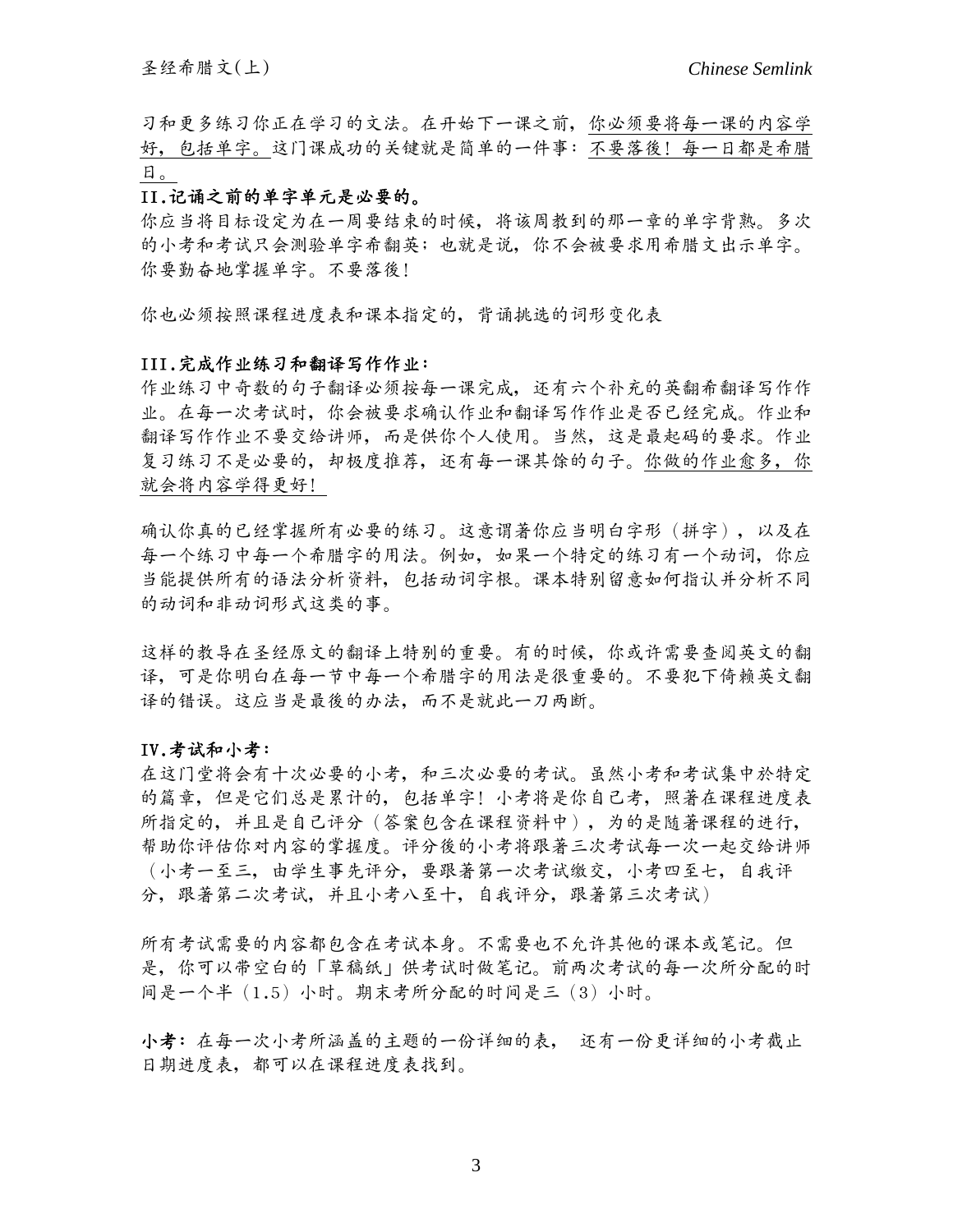习和更多练习你正在学习的文法。在开始下一课之前，<u>你必须要将每一课的内容学好，包括单字。</u>这门课成功的关键就是简单的一件事：<u>不要落後！每一日都是希腊日。</u>

**II.记诵之前的单字单元是必要的。**

你应当将目标设定为在一周要结束的时候，将该周教到的那一章的单字背熟。多次的小考和考试只会测验单字希翻英：也就是说，你不会被要求用希腊文出示单字。你要勤奋地掌握单字。不要落後！

你也必须按照课程进度表和课本指定的，背诵挑选的词形变化表

**III.完成作业练习和翻译写作作业：**

作业练习中奇数的句子翻译必须按每一课完成，还有六个补充的英翻希翻译写作作业。在每一次考试时，你会被要求确认作业和翻译写作作业是否已经完成。作业和翻译写作作业不要交给讲师，而是供你个人使用。当然，这是最起码的要求。作业复习练习不是必要的，却极度推荐，还有每一课其馀的句子。<u>你做的作业愈多，你就会将内容学得更好！</u>

确认你真的已经掌握所有必要的练习。这意谓著你应当明白字形（拼字），以及在每一个练习中每一个希腊字的用法。例如，如果一个特定的练习有一个动词，你应当能提供所有的语法分析资料，包括动词字根。课本特别留意如何指认并分析不同的动词和非动词形式这类的事。

这样的教导在圣经原文的翻译上特别的重要。有的时候，你或许需要查阅英文的翻译，可是你明白在每一节中每一个希腊字的用法是很重要的。不要犯下倚赖英文翻译的错误。这应当是最後的办法，而不是就此一刀两断。

**IV.考试和小考：**

在这门堂将会有十次必要的小考，和三次必要的考试。虽然小考和考试集中於特定的篇章，但是它们总是累计的，包括单字！小考将是你自己考，照著在课程进度表所指定的，并且是自己评分（答案包含在课程资料中），为的是随著课程的进行，帮助你评估你对内容的掌握度。评分後的小考将跟著三次考试每一次一起交给讲师（小考一至三，由学生事先评分，要跟著第一次考试缴交，小考四至七，自我评分，跟著第二次考试，并且小考八至十，自我评分，跟著第三次考试）

所有考试需要的内容都包含在考试本身。不需要也不允许其他的课本或笔记。但是，你可以带空白的「草稿纸」供考试时做笔记。前两次考试的每一次所分配的时间是一个半（1.5）小时。期末考所分配的时间是三（3）小时。

**小考：**在每一次小考所涵盖的主题的一份详细的表， 还有一份更详细的小考截止日期进度表，都可以在课程进度表找到。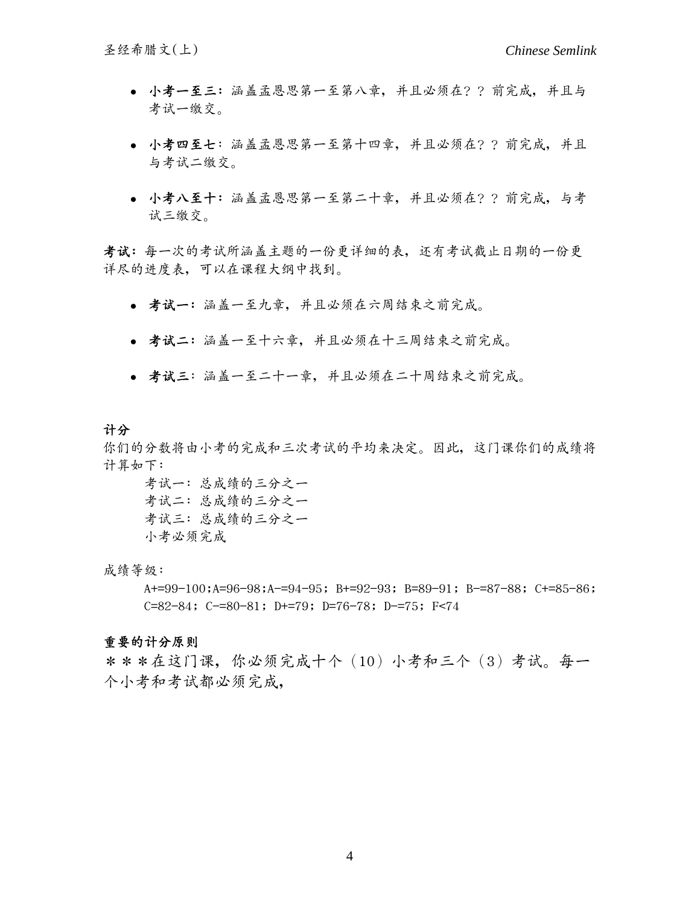- **小考一至三：**涵盖孟恩思第一至第八章，并且必须在？？前完成，并且与考试一缴交。

- **小考四至七**：涵盖孟恩思第一至第十四章，并且必须在？？前完成，并且与考试二缴交。

- **小考八至十：**涵盖孟恩思第一至第二十章，并且必须在？？前完成，与考试三缴交。

**考试**：每一次的考试所涵盖主题的一份更详细的表，还有考试截止日期的一份更详尽的进度表，可以在课程大纲中找到。

- **考试一**：涵盖一至九章，并且必须在六周结束之前完成。

- **考试二**：涵盖一至十六章，并且必须在十三周结束之前完成。

- **考试三**：涵盖一至二十一章，并且必须在二十周结束之前完成。

**计分**

你们的分数将由小考的完成和三次考试的平均来决定。因此，这门课你们的成绩将计算如下：

考试一：总成绩的三分之一
考试二：总成绩的三分之一
考试三：总成绩的三分之一
小考必须完成

成绩等级：

A+=99-100;A=96-98;A-=94-95；B+=92-93；B=89-91；B-=87-88；C+=85-86；C=82-84；C-=80-81；D+=79；D=76-78；D-=75；F<74

**重要的计分原则**

＊＊＊在这门课，你必须完成十个（10）小考和三个（3）考试。每一个小考和考试都必须完成，